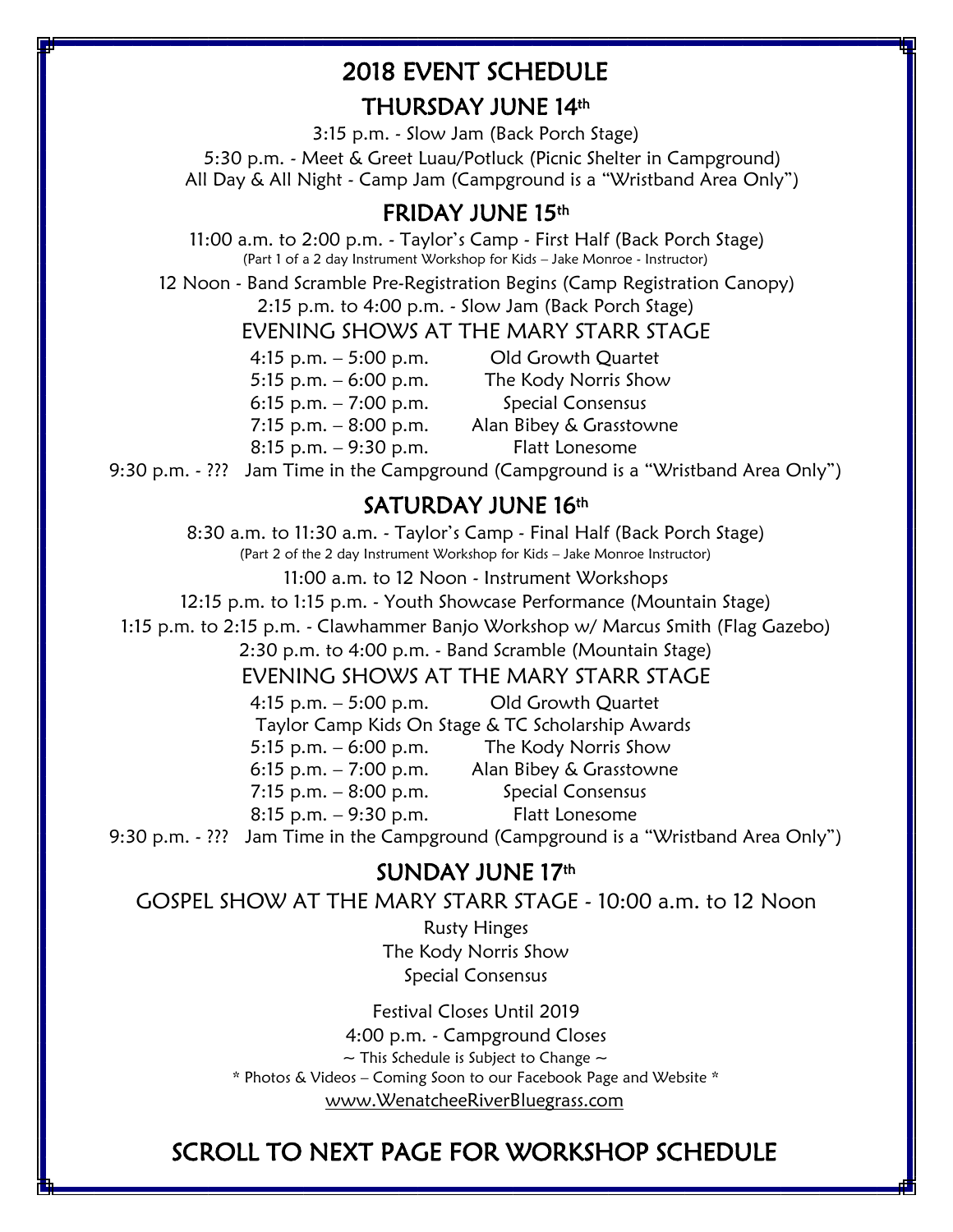# 2018 EVENT SCHEDULE

## THURSDAY JUNE 14th

3:15 p.m. - Slow Jam (Back Porch Stage)

5:30 p.m. - Meet & Greet Luau/Potluck (Picnic Shelter in Campground)

All Day & All Night - Camp Jam (Campground is a "Wristband Area Only")

## FRIDAY JUNE 15th

11:00 a.m. to 2:00 p.m. - Taylor's Camp - First Half (Back Porch Stage)
(Part 1 of a 2 day Instrument Workshop for Kids – Jake Monroe - Instructor)

12 Noon - Band Scramble Pre-Registration Begins (Camp Registration Canopy)

2:15 p.m. to 4:00 p.m. - Slow Jam (Back Porch Stage)

### EVENING SHOWS AT THE MARY STARR STAGE

4:15 p.m. – 5:00 p.m. Old Growth Quartet

5:15 p.m. – 6:00 p.m. The Kody Norris Show

6:15 p.m. – 7:00 p.m. Special Consensus

7:15 p.m. – 8:00 p.m. Alan Bibey & Grasstowne

8:15 p.m. – 9:30 p.m. Flatt Lonesome

9:30 p.m. - ??? Jam Time in the Campground (Campground is a "Wristband Area Only")

## SATURDAY JUNE 16th

8:30 a.m. to 11:30 a.m. - Taylor's Camp - Final Half (Back Porch Stage)
(Part 2 of the 2 day Instrument Workshop for Kids – Jake Monroe Instructor)

11:00 a.m. to 12 Noon - Instrument Workshops

12:15 p.m. to 1:15 p.m. - Youth Showcase Performance (Mountain Stage)

1:15 p.m. to 2:15 p.m. - Clawhammer Banjo Workshop w/ Marcus Smith (Flag Gazebo)

2:30 p.m. to 4:00 p.m. - Band Scramble (Mountain Stage)

### EVENING SHOWS AT THE MARY STARR STAGE

4:15 p.m. – 5:00 p.m. Old Growth Quartet

Taylor Camp Kids On Stage & TC Scholarship Awards

5:15 p.m. – 6:00 p.m. The Kody Norris Show

6:15 p.m. – 7:00 p.m. Alan Bibey & Grasstowne

7:15 p.m. – 8:00 p.m. Special Consensus

8:15 p.m. – 9:30 p.m. Flatt Lonesome

9:30 p.m. - ??? Jam Time in the Campground (Campground is a "Wristband Area Only")

## SUNDAY JUNE 17th

GOSPEL SHOW AT THE MARY STARR STAGE - 10:00 a.m. to 12 Noon

Rusty Hinges

The Kody Norris Show

Special Consensus

Festival Closes Until 2019

4:00 p.m. - Campground Closes

~ This Schedule is Subject to Change ~

* Photos & Videos – Coming Soon to our Facebook Page and Website *

www.WenatcheeRiverBluegrass.com

## SCROLL TO NEXT PAGE FOR WORKSHOP SCHEDULE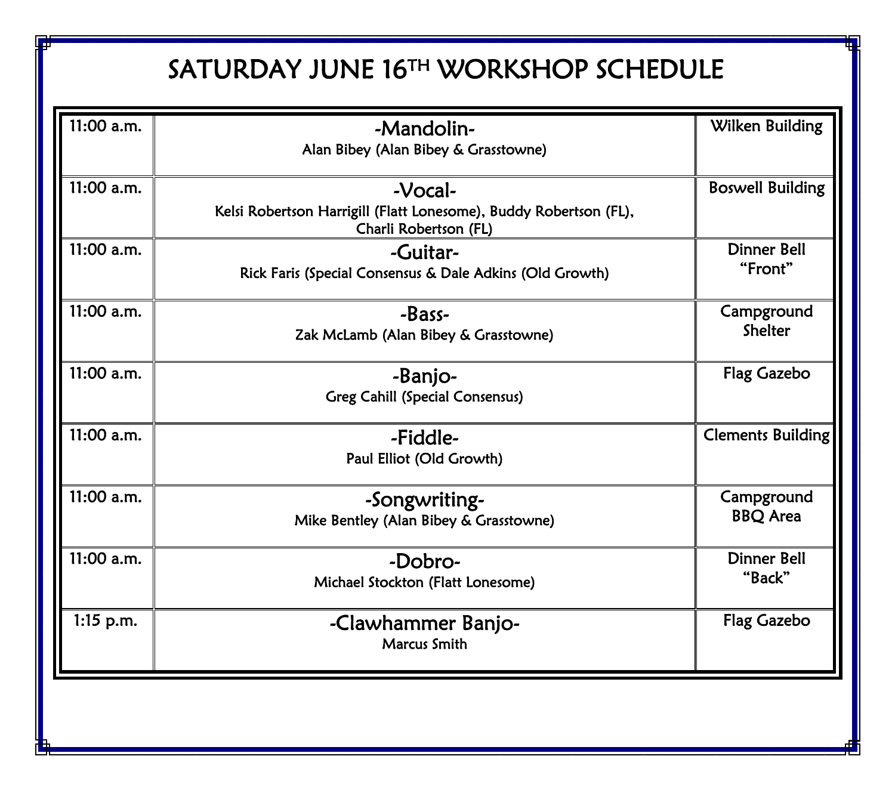# SATURDAY JUNE 16TH WORKSHOP SCHEDULE

| | | |
|---|---|---|
| 11:00 a.m. | -Mandolin-<br>Alan Bibey (Alan Bibey & Grasstowne) | Wilken Building |
| 11:00 a.m. | -Vocal-<br>Kelsi Robertson Harrigill (Flatt Lonesome), Buddy Robertson (FL), Charli Robertson (FL) | Boswell Building |
| 11:00 a.m. | -Guitar-<br>Rick Faris (Special Consensus & Dale Adkins (Old Growth) | Dinner Bell "Front" |
| 11:00 a.m. | -Bass-<br>Zak McLamb (Alan Bibey & Grasstowne) | Campground Shelter |
| 11:00 a.m. | -Banjo-<br>Greg Cahill (Special Consensus) | Flag Gazebo |
| 11:00 a.m. | -Fiddle-<br>Paul Elliot (Old Growth) | Clements Building |
| 11:00 a.m. | -Songwriting-<br>Mike Bentley (Alan Bibey & Grasstowne) | Campground BBQ Area |
| 11:00 a.m. | -Dobro-<br>Michael Stockton (Flatt Lonesome) | Dinner Bell "Back" |
| 1:15 p.m. | -Clawhammer Banjo-<br>Marcus Smith | Flag Gazebo |